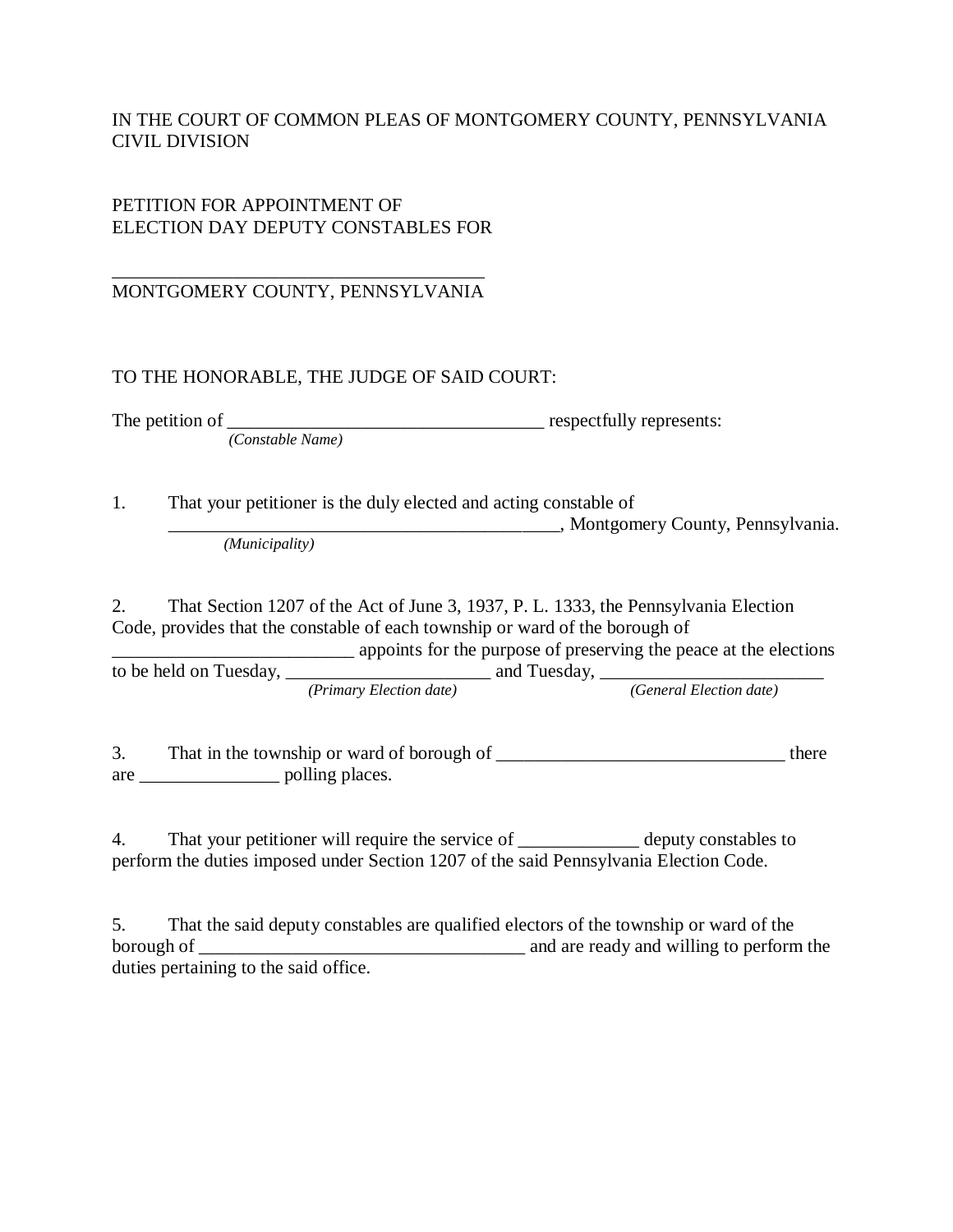IN THE COURT OF COMMON PLEAS OF MONTGOMERY COUNTY, PENNSYLVANIA
CIVIL DIVISION

PETITION FOR APPOINTMENT OF
ELECTION DAY DEPUTY CONSTABLES FOR

________________________________________
MONTGOMERY COUNTY, PENNSYLVANIA

TO THE HONORABLE, THE JUDGE OF SAID COURT:

The petition of ___________________________________ respectfully represents:
*(Constable Name)*

1. That your petitioner is the duly elected and acting constable of ___________________________________________, Montgomery County, Pennsylvania.
*(Municipality)*

2. That Section 1207 of the Act of June 3, 1937, P. L. 1333, the Pennsylvania Election Code, provides that the constable of each township or ward of the borough of __________________________ appoints for the purpose of preserving the peace at the elections to be held on Tuesday, ______________________ and Tuesday, ________________________
*(Primary Election date)* *(General Election date)*

3. That in the township or ward of borough of _______________________________ there are _______________ polling places.

4. That your petitioner will require the service of _____________ deputy constables to perform the duties imposed under Section 1207 of the said Pennsylvania Election Code.

5. That the said deputy constables are qualified electors of the township or ward of the borough of ___________________________________ and are ready and willing to perform the duties pertaining to the said office.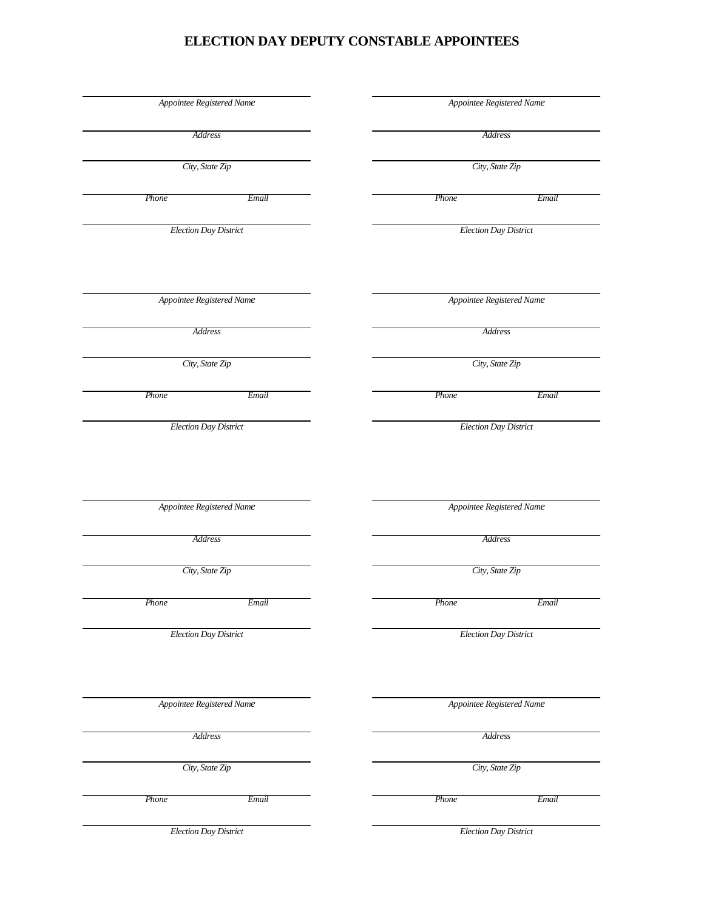# ELECTION DAY DEPUTY CONSTABLE APPOINTEES

| | |
|---|---|
| *Appointee Registered Name* | *Appointee Registered Name* |
| *Address* | *Address* |
| *City, State Zip* | *City, State Zip* |
| *Phone* *Email* | *Phone* *Email* |
| *Election Day District* | *Election Day District* |
| | |
| *Appointee Registered Name* | *Appointee Registered Name* |
| *Address* | *Address* |
| *City, State Zip* | *City, State Zip* |
| *Phone* *Email* | *Phone* *Email* |
| *Election Day District* | *Election Day District* |
| | |
| *Appointee Registered Name* | *Appointee Registered Name* |
| *Address* | *Address* |
| *City, State Zip* | *City, State Zip* |
| *Phone* *Email* | *Phone* *Email* |
| *Election Day District* | *Election Day District* |
| | |
| *Appointee Registered Name* | *Appointee Registered Name* |
| *Address* | *Address* |
| *City, State Zip* | *City, State Zip* |
| *Phone* *Email* | *Phone* *Email* |
| *Election Day District* | *Election Day District* |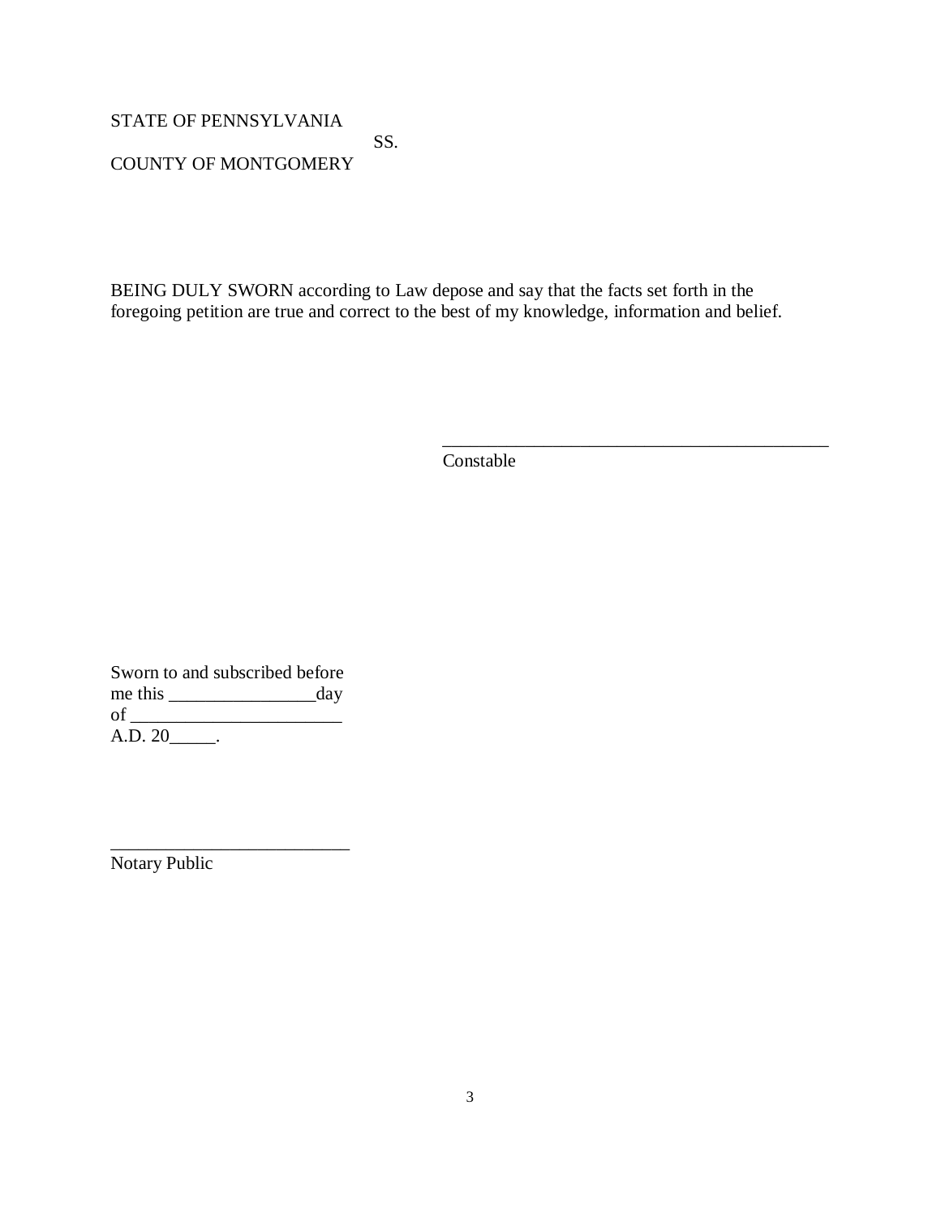STATE OF PENNSYLVANIA
SS.
COUNTY OF MONTGOMERY

BEING DULY SWORN according to Law depose and say that the facts set forth in the foregoing petition are true and correct to the best of my knowledge, information and belief.

\_\_\_\_\_\_\_\_\_\_\_\_\_\_\_\_\_\_\_\_\_\_\_\_\_\_\_\_\_\_\_\_\_\_\_\_\_\_\_\_\_\_\_\_
Constable

Sworn to and subscribed before
me this \_\_\_\_\_\_\_\_\_\_\_\_\_\_\_\_day
of \_\_\_\_\_\_\_\_\_\_\_\_\_\_\_\_\_\_\_\_\_\_\_
A.D. 20\_\_\_\_\_.

\_\_\_\_\_\_\_\_\_\_\_\_\_\_\_\_\_\_\_\_\_\_\_\_\_\_
Notary Public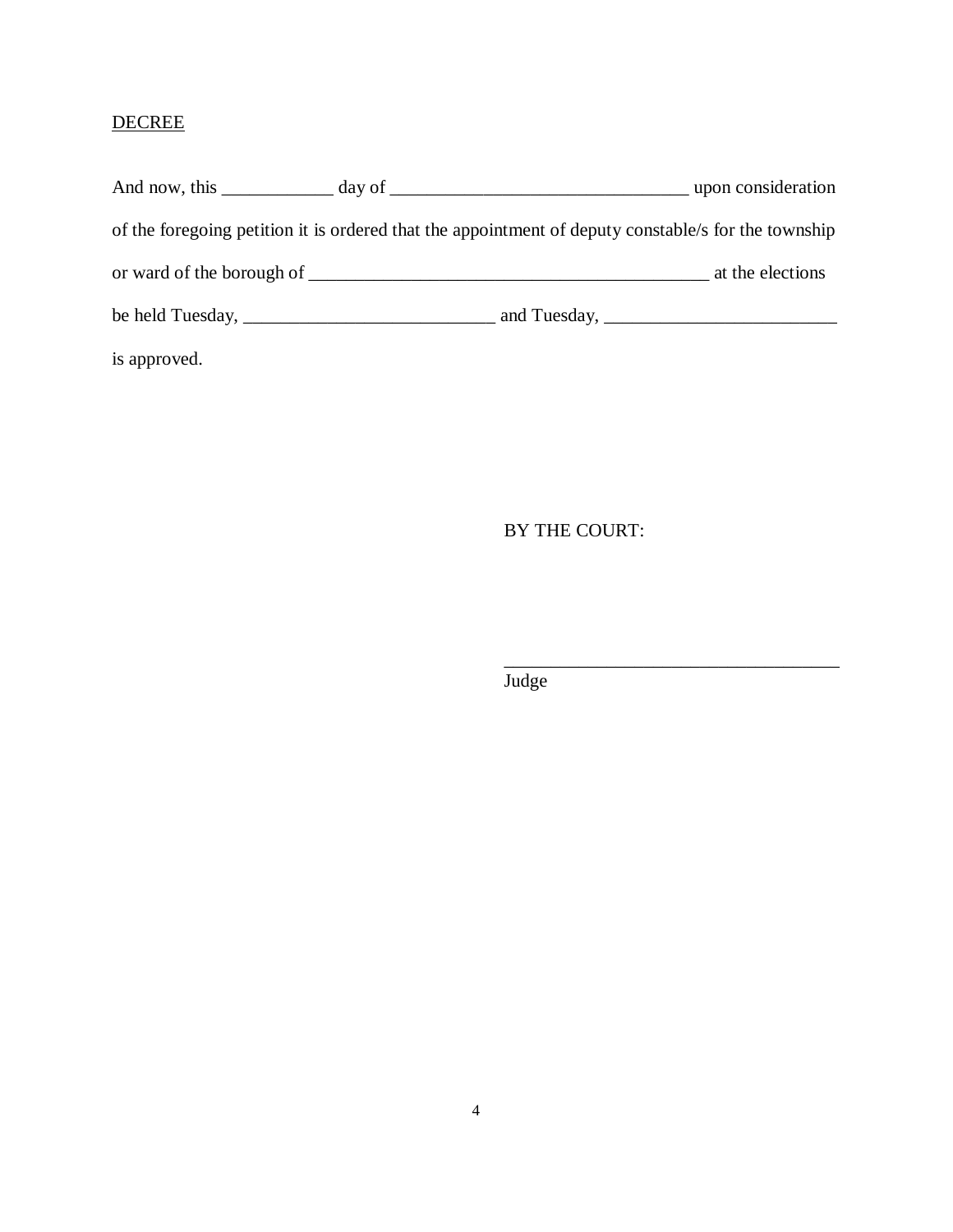<u>DECREE</u>

And now, this ____________ day of ________________________________ upon consideration of the foregoing petition it is ordered that the appointment of deputy constable/s for the township or ward of the borough of ___________________________________________ at the elections be held Tuesday, ___________________________ and Tuesday, _________________________ is approved.

BY THE COURT:

____________________________________
Judge